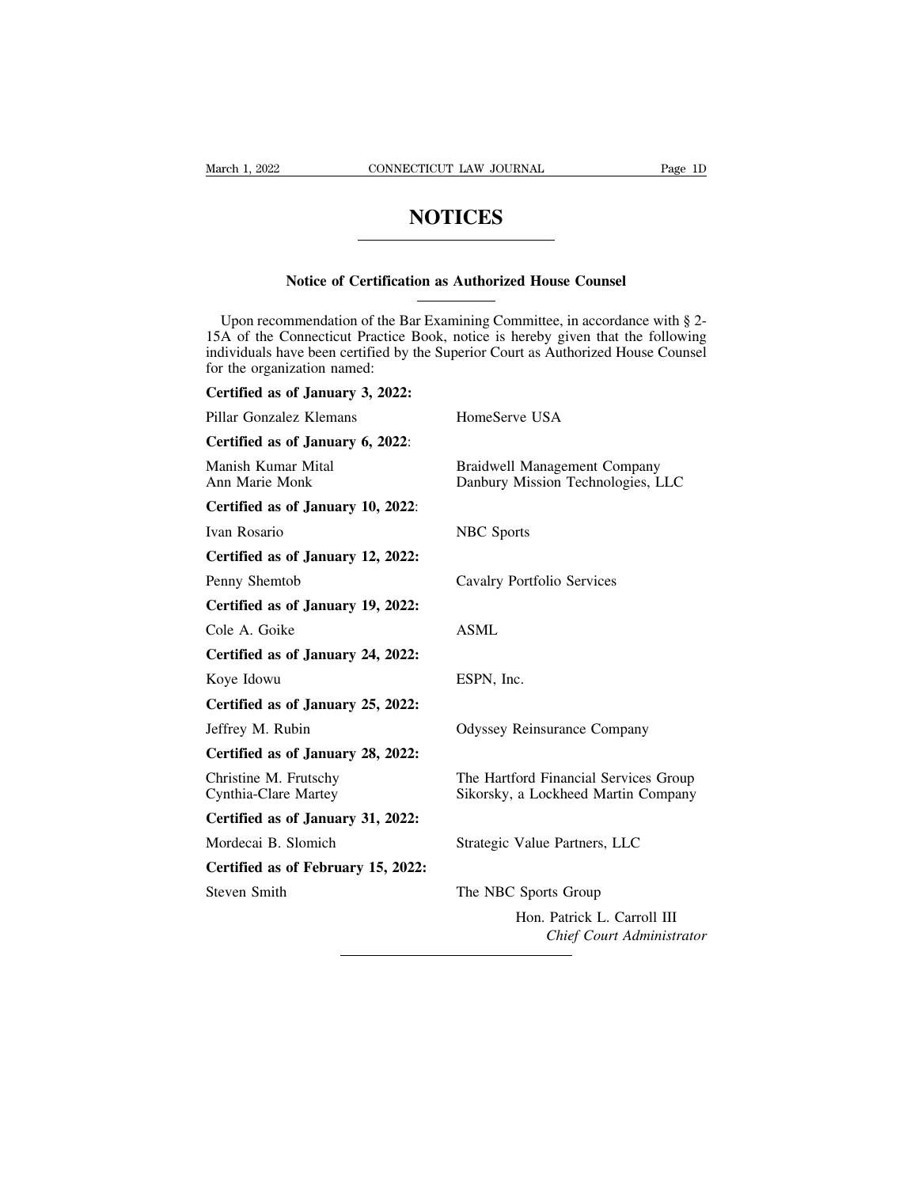# NOTICES

## Notice of Certification as Authorized House Counsel

Upon recommendation of the Bar Examining Committee, in accordance with § 2-15A of the Connecticut Practice Book, notice is hereby given that the following individuals have been certified by the Superior Court as Authorized House Counsel for the organization named:

**Certified as of January 3, 2022:**

| | |
|---|---|
| Pillar Gonzalez Klemans | HomeServe USA |

**Certified as of January 6, 2022**:

| | |
|---|---|
| Manish Kumar Mital | Braidwell Management Company |
| Ann Marie Monk | Danbury Mission Technologies, LLC |

**Certified as of January 10, 2022**:

| | |
|---|---|
| Ivan Rosario | NBC Sports |

**Certified as of January 12, 2022:**

| | |
|---|---|
| Penny Shemtob | Cavalry Portfolio Services |

**Certified as of January 19, 2022:**

| | |
|---|---|
| Cole A. Goike | ASML |

**Certified as of January 24, 2022:**

| | |
|---|---|
| Koye Idowu | ESPN, Inc. |

**Certified as of January 25, 2022:**

| | |
|---|---|
| Jeffrey M. Rubin | Odyssey Reinsurance Company |

**Certified as of January 28, 2022:**

| | |
|---|---|
| Christine M. Frutschy | The Hartford Financial Services Group |
| Cynthia-Clare Martey | Sikorsky, a Lockheed Martin Company |

**Certified as of January 31, 2022:**

| | |
|---|---|
| Mordecai B. Slomich | Strategic Value Partners, LLC |

**Certified as of February 15, 2022:**

| | |
|---|---|
| Steven Smith | The NBC Sports Group |

Hon. Patrick L. Carroll III
*Chief Court Administrator*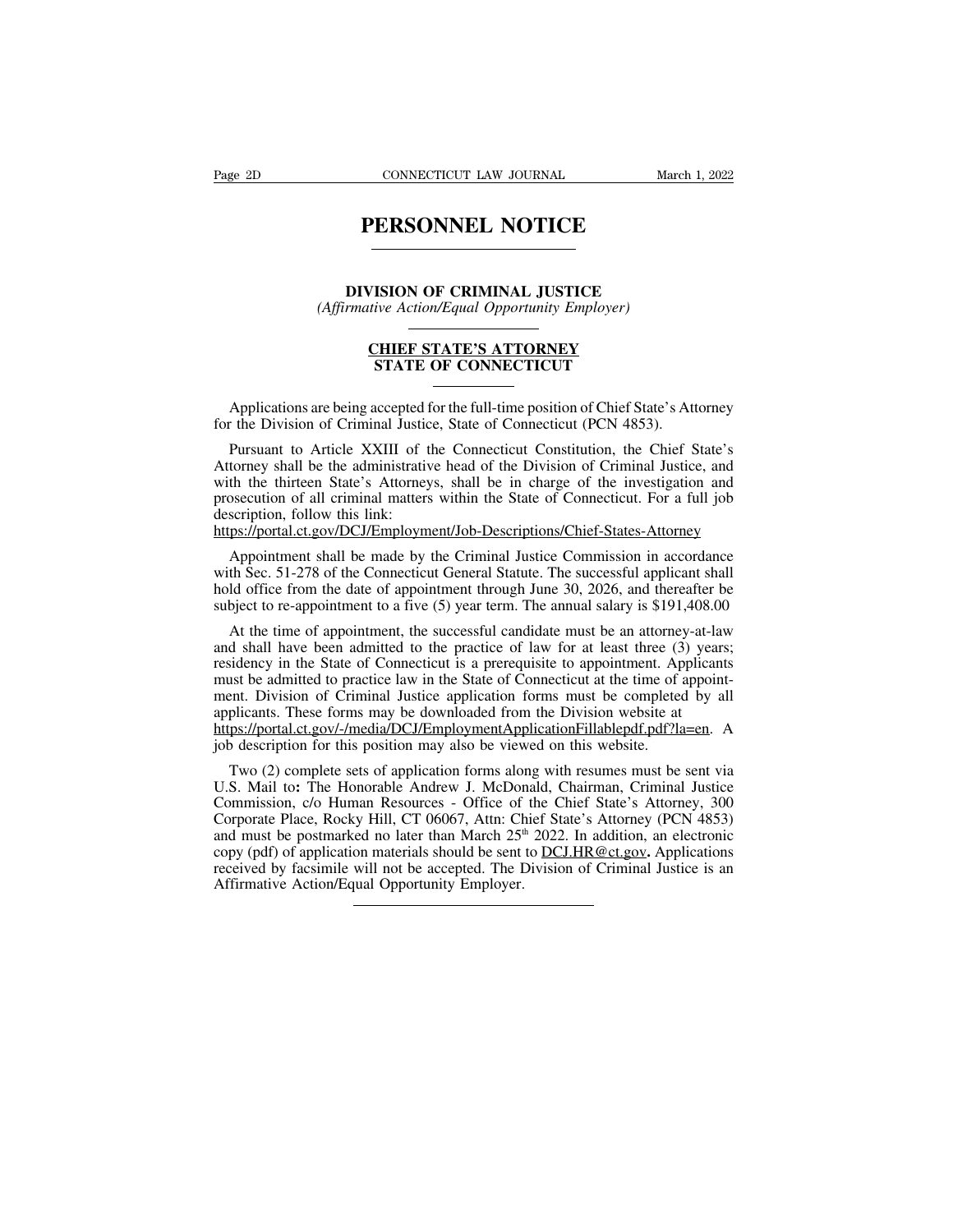# PERSONNEL NOTICE

## DIVISION OF CRIMINAL JUSTICE

*(Affirmative Action/Equal Opportunity Employer)*

## CHIEF STATE'S ATTORNEY
## STATE OF CONNECTICUT

Applications are being accepted for the full-time position of Chief State's Attorney for the Division of Criminal Justice, State of Connecticut (PCN 4853).

Pursuant to Article XXIII of the Connecticut Constitution, the Chief State's Attorney shall be the administrative head of the Division of Criminal Justice, and with the thirteen State's Attorneys, shall be in charge of the investigation and prosecution of all criminal matters within the State of Connecticut. For a full job description, follow this link:
https://portal.ct.gov/DCJ/Employment/Job-Descriptions/Chief-States-Attorney

Appointment shall be made by the Criminal Justice Commission in accordance with Sec. 51-278 of the Connecticut General Statute. The successful applicant shall hold office from the date of appointment through June 30, 2026, and thereafter be subject to re-appointment to a five (5) year term. The annual salary is $191,408.00

At the time of appointment, the successful candidate must be an attorney-at-law and shall have been admitted to the practice of law for at least three (3) years; residency in the State of Connecticut is a prerequisite to appointment. Applicants must be admitted to practice law in the State of Connecticut at the time of appointment. Division of Criminal Justice application forms must be completed by all applicants. These forms may be downloaded from the Division website at https://portal.ct.gov/-/media/DCJ/EmploymentApplicationFillablepdf.pdf?la=en. A job description for this position may also be viewed on this website.

Two (2) complete sets of application forms along with resumes must be sent via U.S. Mail to**:** The Honorable Andrew J. McDonald, Chairman, Criminal Justice Commission, c/o Human Resources - Office of the Chief State's Attorney, 300 Corporate Place, Rocky Hill, CT 06067, Attn: Chief State's Attorney (PCN 4853) and must be postmarked no later than March 25th 2022. In addition, an electronic copy (pdf) of application materials should be sent to DCJ.HR@ct.gov**.** Applications received by facsimile will not be accepted. The Division of Criminal Justice is an Affirmative Action/Equal Opportunity Employer.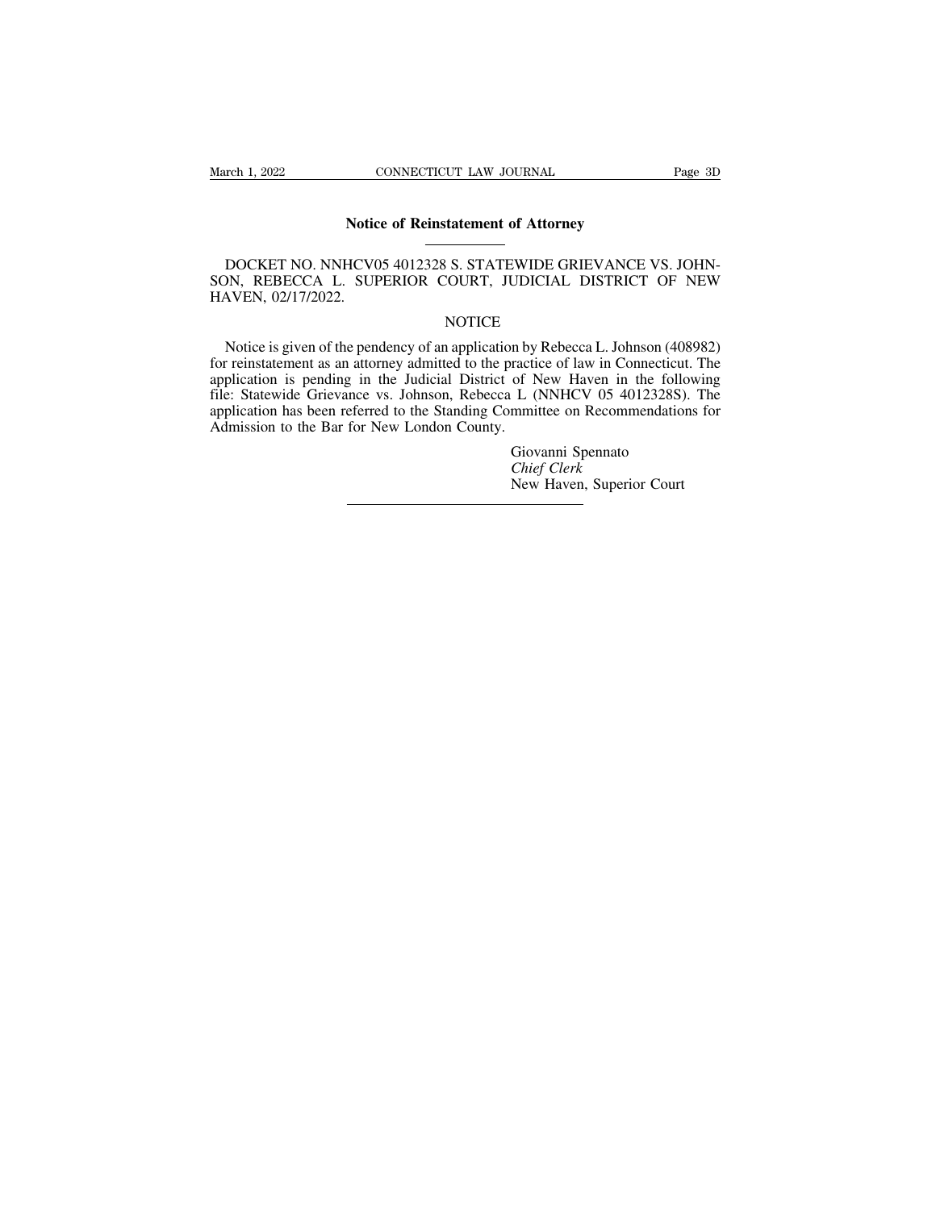## Notice of Reinstatement of Attorney

DOCKET NO. NNHCV05 4012328 S. STATEWIDE GRIEVANCE VS. JOHNSON, REBECCA L. SUPERIOR COURT, JUDICIAL DISTRICT OF NEW HAVEN, 02/17/2022.

NOTICE

Notice is given of the pendency of an application by Rebecca L. Johnson (408982) for reinstatement as an attorney admitted to the practice of law in Connecticut. The application is pending in the Judicial District of New Haven in the following file: Statewide Grievance vs. Johnson, Rebecca L (NNHCV 05 4012328S). The application has been referred to the Standing Committee on Recommendations for Admission to the Bar for New London County.

Giovanni Spennato
*Chief Clerk*
New Haven, Superior Court